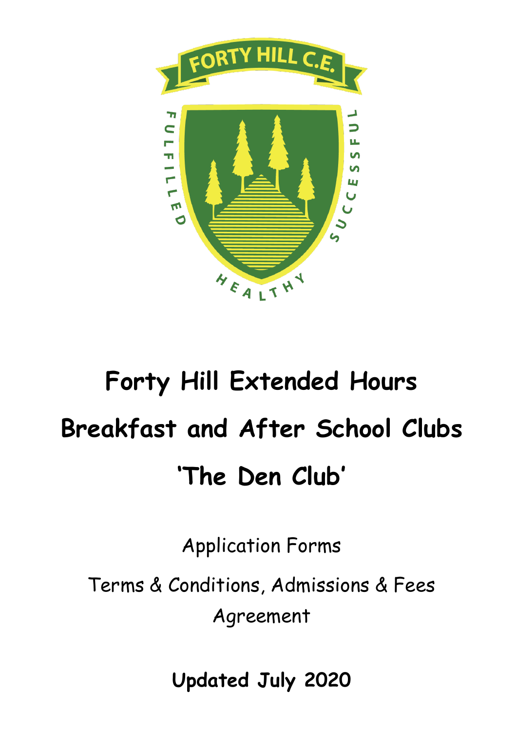# Forty Hill Extended Hours

# Breakfast and After School Clubs

# 'The Den Club'

Application Forms

Terms & Conditions, Admissions & Fees Agreement

**Updated July 2020**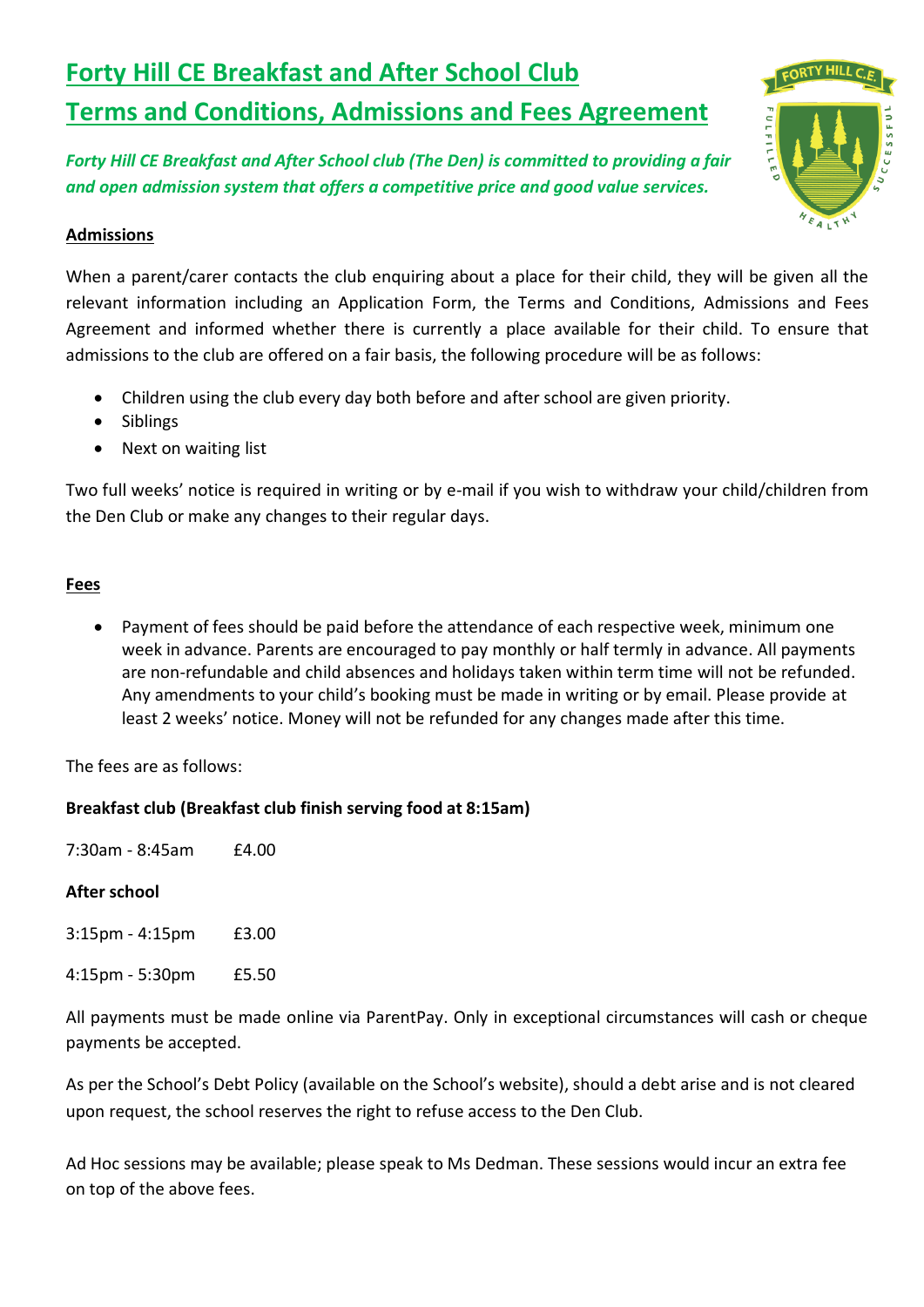# Forty Hill CE Breakfast and After School Club

# Terms and Conditions, Admissions and Fees Agreement

***Forty Hill CE Breakfast and After School club (The Den) is committed to providing a fair and open admission system that offers a competitive price and good value services.***

## Admissions

When a parent/carer contacts the club enquiring about a place for their child, they will be given all the relevant information including an Application Form, the Terms and Conditions, Admissions and Fees Agreement and informed whether there is currently a place available for their child. To ensure that admissions to the club are offered on a fair basis, the following procedure will be as follows:

- Children using the club every day both before and after school are given priority.
- Siblings
- Next on waiting list

Two full weeks' notice is required in writing or by e-mail if you wish to withdraw your child/children from the Den Club or make any changes to their regular days.

## Fees

- Payment of fees should be paid before the attendance of each respective week, minimum one week in advance. Parents are encouraged to pay monthly or half termly in advance. All payments are non-refundable and child absences and holidays taken within term time will not be refunded. Any amendments to your child's booking must be made in writing or by email. Please provide at least 2 weeks' notice. Money will not be refunded for any changes made after this time.

The fees are as follows:

**Breakfast club (Breakfast club finish serving food at 8:15am)**

7:30am - 8:45am £4.00

**After school**

3:15pm - 4:15pm £3.00

4:15pm - 5:30pm £5.50

All payments must be made online via ParentPay. Only in exceptional circumstances will cash or cheque payments be accepted.

As per the School's Debt Policy (available on the School's website), should a debt arise and is not cleared upon request, the school reserves the right to refuse access to the Den Club.

Ad Hoc sessions may be available; please speak to Ms Dedman. These sessions would incur an extra fee on top of the above fees.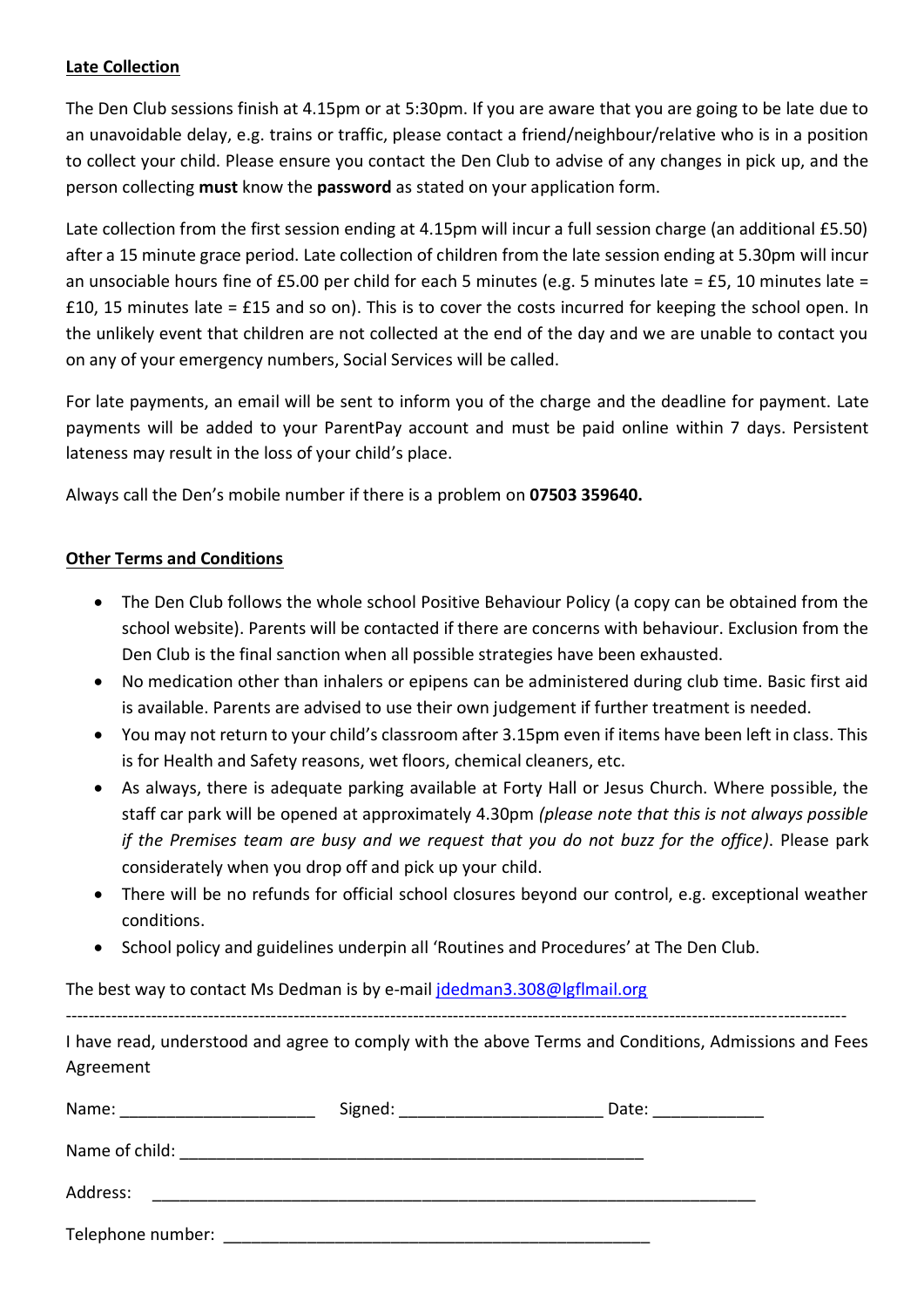**Late Collection**

The Den Club sessions finish at 4.15pm or at 5:30pm. If you are aware that you are going to be late due to an unavoidable delay, e.g. trains or traffic, please contact a friend/neighbour/relative who is in a position to collect your child. Please ensure you contact the Den Club to advise of any changes in pick up, and the person collecting **must** know the **password** as stated on your application form.

Late collection from the first session ending at 4.15pm will incur a full session charge (an additional £5.50) after a 15 minute grace period. Late collection of children from the late session ending at 5.30pm will incur an unsociable hours fine of £5.00 per child for each 5 minutes (e.g. 5 minutes late = £5, 10 minutes late = £10, 15 minutes late = £15 and so on). This is to cover the costs incurred for keeping the school open. In the unlikely event that children are not collected at the end of the day and we are unable to contact you on any of your emergency numbers, Social Services will be called.

For late payments, an email will be sent to inform you of the charge and the deadline for payment. Late payments will be added to your ParentPay account and must be paid online within 7 days. Persistent lateness may result in the loss of your child's place.

Always call the Den's mobile number if there is a problem on **07503 359640.**

**Other Terms and Conditions**

- The Den Club follows the whole school Positive Behaviour Policy (a copy can be obtained from the school website). Parents will be contacted if there are concerns with behaviour. Exclusion from the Den Club is the final sanction when all possible strategies have been exhausted.
- No medication other than inhalers or epipens can be administered during club time. Basic first aid is available. Parents are advised to use their own judgement if further treatment is needed.
- You may not return to your child's classroom after 3.15pm even if items have been left in class. This is for Health and Safety reasons, wet floors, chemical cleaners, etc.
- As always, there is adequate parking available at Forty Hall or Jesus Church. Where possible, the staff car park will be opened at approximately 4.30pm *(please note that this is not always possible if the Premises team are busy and we request that you do not buzz for the office)*. Please park considerately when you drop off and pick up your child.
- There will be no refunds for official school closures beyond our control, e.g. exceptional weather conditions.
- School policy and guidelines underpin all 'Routines and Procedures' at The Den Club.

The best way to contact Ms Dedman is by e-mail jdedman3.308@lgflmail.org

---

I have read, understood and agree to comply with the above Terms and Conditions, Admissions and Fees Agreement

Name: ____________________ Signed: ____________________ Date: ___________

Name of child: ______________________________________________

Address: ____________________________________________________________

Telephone number: ____________________________________________